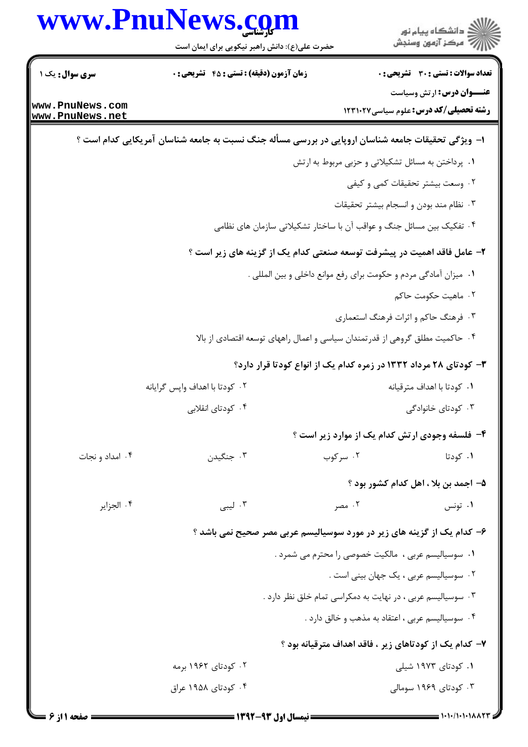**سری سوال:** یک ۱

**زمان آزمون (دقیقه) : تستی : ۴۵ تشریحی : ۰**

**تعداد سوالات : تستی : ۳۰ تشریحی : ۰**

**عنـــوان درس:** ارتش وسیاست

**رشته تحصیلی/کد درس:** علوم سیاسی ۱۲۳۱۰۲۷

**۱- ویژگی تحقیقات جامعه شناسان اروپایی در بررسی مسأله جنگ نسبت به جامعه شناسان آمریکایی کدام است ؟**

۱. پرداختن به مسائل تشکیلاتی و حزبی مربوط به ارتش

۲. وسعت بیشتر تحقیقات کمی و کیفی

۳. نظام مند بودن و انسجام بیشتر تحقیقات

۴. تفکیک بین مسائل جنگ و عواقب آن با ساختار تشکیلاتی سازمان های نظامی

**۲- عامل فاقد اهمیت در پیشرفت توسعه صنعتی کدام یک از گزینه های زیر است ؟**

۱. میزان آمادگی مردم و حکومت برای رفع موانع داخلی و بین المللی .

۲. ماهیت حکومت حاکم

۳. فرهنگ حاکم و اثرات فرهنگ استعماری

۴. حاکمیت مطلق گروهی از قدرتمندان سیاسی و اعمال راههای توسعه اقتصادی از بالا

**۳- کودتای ۲۸ مرداد ۱۳۳۲ در زمره کدام یک از انواع کودتا قرار دارد؟**

۱. کودتا با اهداف مترقیانه

۲. کودتا با اهداف واپس گرایانه

۳. کودتای خانوادگی

۴. کودتای انقلابی

**۴- فلسفه وجودی ارتش کدام یک از موارد زیر است ؟**

۱. کودتا

۲. سرکوب

۳. جنگیدن

۴. امداد و نجات

**۵- احمد بن بلا ، اهل کدام کشور بود ؟**

۱. تونس

۲. مصر

۳. لیبی

۴. الجزایر

**۶- کدام یک از گزینه های زیر در مورد سوسیالیسم عربی مصر صحیح نمی باشد ؟**

۱. سوسیالیسم عربی ، مالکیت خصوصی را محترم می شمرد .

۲. سوسیالیسم عربی ، یک جهان بینی است .

۳. سوسیالیسم عربی ، در نهایت به دمکراسی تمام خلق نظر دارد .

۴. سوسیالیسم عربی ، اعتقاد به مذهب و خالق دارد .

**۷- کدام یک از کودتاهای زیر ، فاقد اهداف مترقیانه بود ؟**

۱. کودتای ۱۹۷۳ شیلی

۲. کودتای ۱۹۶۲ برمه

۳. کودتای ۱۹۶۹ سومالی

۴. کودتای ۱۹۵۸ عراق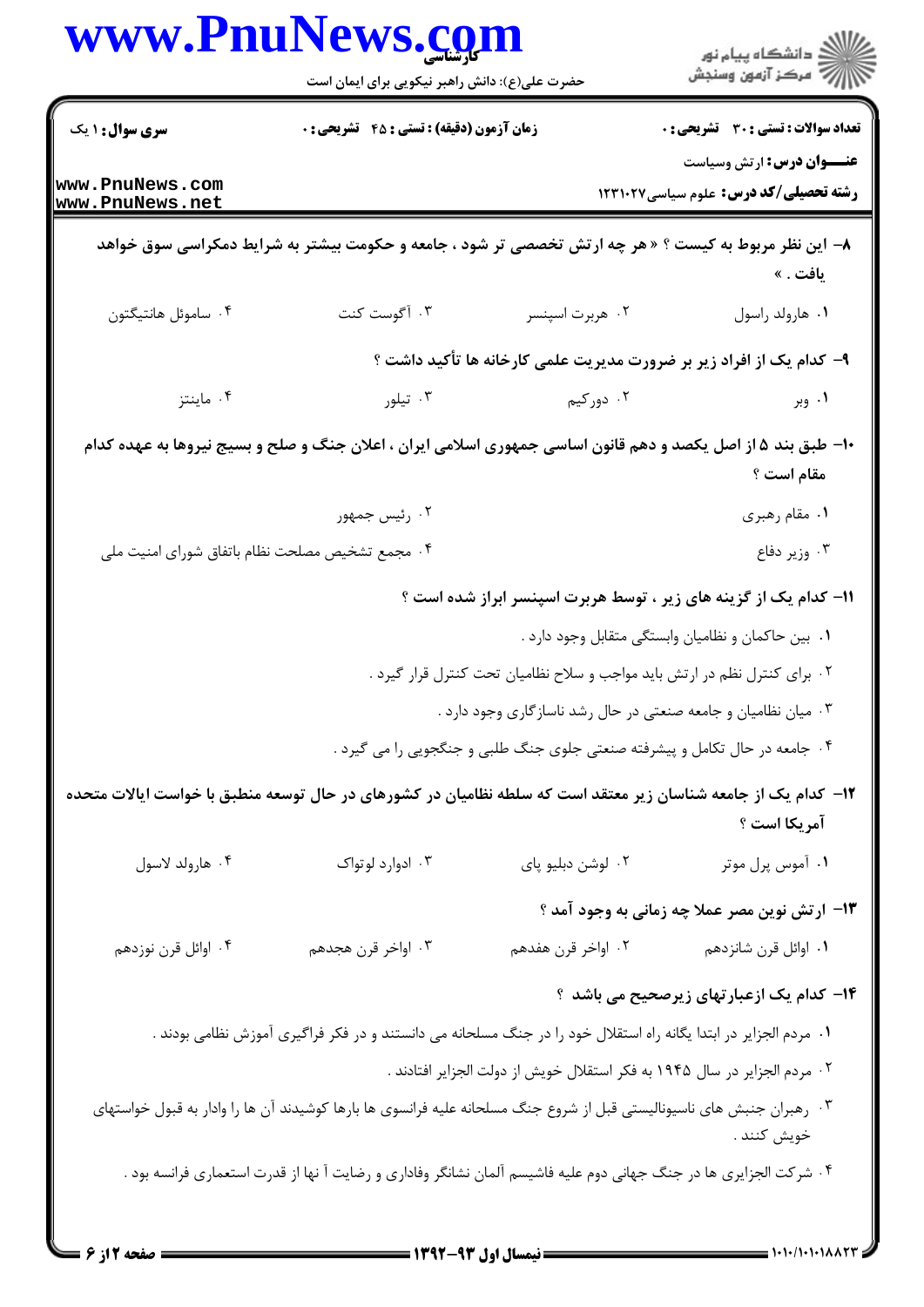**سری سوال:** ۱ یک | **زمان آزمون (دقیقه) : تستی : ۴۵ تشریحی : ۰** | **تعداد سوالات : تستی : ۳۰ تشریحی : ۰**

**عنـــوان درس:** ارتش وسیاست

**رشته تحصیلی/کد درس:** علوم سیاسی۱۲۳۱۰۲۷

**۸- این نظر مربوط به کیست ؟ « هر چه ارتش تخصصی تر شود ، جامعه و حکومت بیشتر به شرایط دمکراسی سوق خواهد یافت . »**

۱. هارولد راسول
۲. هربرت اسپنسر
۳. آگوست کنت
۴. ساموئل هانتیگتون

**۹- کدام یک از افراد زیر بر ضرورت مدیریت علمی کارخانه ها تأکید داشت ؟**

۱. وبر
۲. دورکیم
۳. تیلور
۴. ماینتز

**۱۰- طبق بند ۵ از اصل یکصد و دهم قانون اساسی جمهوری اسلامی ایران ، اعلان جنگ و صلح و بسیج نیروها به عهده کدام مقام است ؟**

۱. مقام رهبری
۲. رئیس جمهور
۳. وزیر دفاع
۴. مجمع تشخیص مصلحت نظام باتفاق شورای امنیت ملی

**۱۱- کدام یک از گزینه های زیر ، توسط هربرت اسپنسر ابراز شده است ؟**

۱. بین حاکمان و نظامیان وابستگی متقابل وجود دارد .
۲. برای کنترل نظم در ارتش باید مواجب و سلاح نظامیان تحت کنترل قرار گیرد .
۳. میان نظامیان و جامعه صنعتی در حال رشد ناسازگاری وجود دارد .
۴. جامعه در حال تکامل و پیشرفته صنعتی جلوی جنگ طلبی و جنگویی را می گیرد .

**۱۲- کدام یک از جامعه شناسان زیر معتقد است که سلطه نظامیان در کشورهای در حال توسعه منطبق با خواست ایالات متحده آمریکا است ؟**

۱. آموس پرل موتر
۲. لوشن دبلیو پای
۳. ادوارد لوتواک
۴. هارولد لاسول

**۱۳- ارتش نوین مصر عملا چه زمانی به وجود آمد ؟**

۱. اوائل قرن شانزدهم
۲. اواخر قرن هفدهم
۳. اواخر قرن هجدهم
۴. اوائل قرن نوزدهم

**۱۴- کدام یک ازعبارتهای زیرصحیح می باشد ؟**

۱. مردم الجزایر در ابتدا یگانه راه استقلال خود را در جنگ مسلحانه می دانستند و در فکر فراگیری آموزش نظامی بودند .
۲. مردم الجزایر در سال ۱۹۴۵ به فکر استقلال خویش از دولت الجزایر افتادند .
۳. رهبران جنبش های ناسیونالیستی قبل از شروع جنگ مسلحانه علیه فرانسوی ها بارها کوشیدند آن ها را وادار به قبول خواستهای خویش کنند .
۴. شرکت الجزایری ها در جنگ جهانی دوم علیه فاشیسم آلمان نشانگر وفاداری و رضایت آ نها از قدرت استعماری فرانسه بود .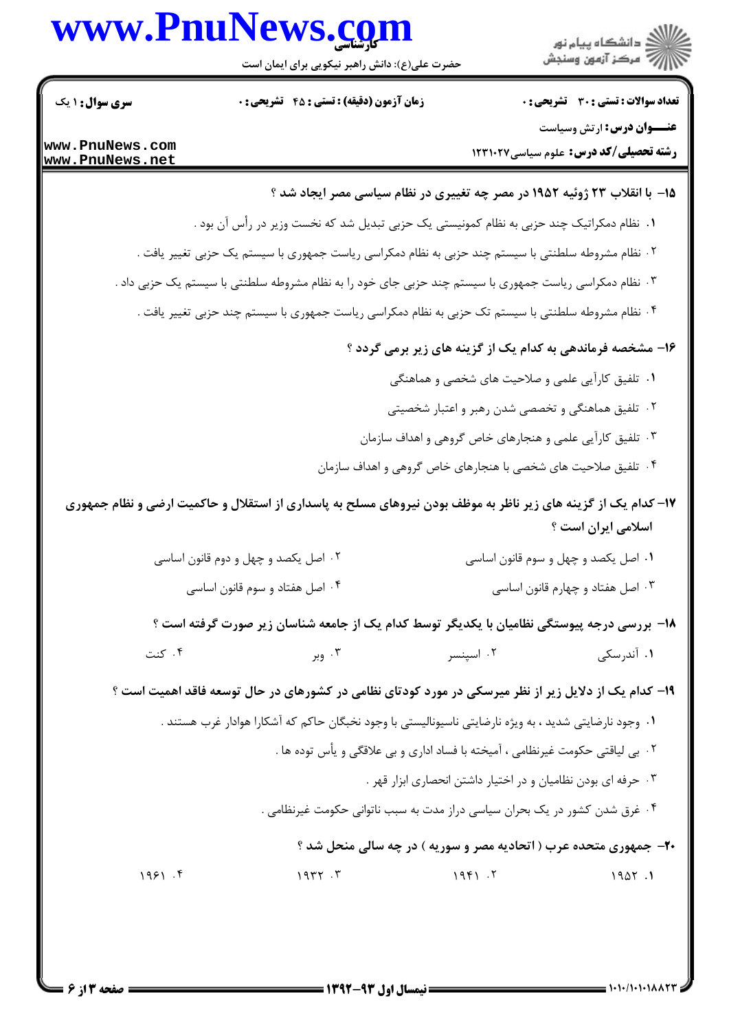۱۵- با انقلاب ۲۳ ژوئیه ۱۹۵۲ در مصر چه تغییری در نظام سیاسی مصر ایجاد شد ؟

۱. نظام دمکراتیک چند حزبی به نظام کمونیستی یک حزبی تبدیل شد که نخست وزیر در رأس آن بود .

۲. نظام مشروطه سلطنتی با سیستم چند حزبی به نظام دمکراسی ریاست جمهوری با سیستم یک حزبی تغییر یافت .

۳. نظام دمکراسی ریاست جمهوری با سیستم چند حزبی جای خود را به نظام مشروطه سلطنتی با سیستم یک حزبی داد .

۴. نظام مشروطه سلطنتی با سیستم تک حزبی به نظام دمکراسی ریاست جمهوری با سیستم چند حزبی تغییر یافت .

۱۶- مشخصه فرماندهی به کدام یک از گزینه های زیر برمی گردد ؟

۱. تلفیق کارآیی علمی و صلاحیت های شخصی و هماهنگی

۲. تلفیق هماهنگی و تخصصی شدن رهبر و اعتبار شخصیتی

۳. تلفیق کارآیی علمی و هنجارهای خاص گروهی و اهداف سازمان

۴. تلفیق صلاحیت های شخصی با هنجارهای خاص گروهی و اهداف سازمان

۱۷- کدام یک از گزینه های زیر ناظر به موظف بودن نیروهای مسلح به پاسداری از استقلال و حاکمیت ارضی و نظام جمهوری اسلامی ایران است ؟

۱. اصل یکصد و چهل و سوم قانون اساسی

۲. اصل یکصد و چهل و دوم قانون اساسی

۳. اصل هفتاد و چهارم قانون اساسی

۴. اصل هفتاد و سوم قانون اساسی

۱۸- بررسی درجه پیوستگی نظامیان با یکدیگر توسط کدام یک از جامعه شناسان زیر صورت گرفته است ؟

۱. آندرسکی

۲. اسپنسر

۳. وبر

۴. کنت

۱۹- کدام یک از دلایل زیر از نظر میرسکی در مورد کودتای نظامی در کشورهای در حال توسعه فاقد اهمیت است ؟

۱. وجود نارضایتی شدید ، به ویژه نارضایتی ناسیونالیستی با وجود نخبگان حاکم که آشکارا هوادار غرب هستند .

۲. بی لیاقتی حکومت غیرنظامی ، آمیخته با فساد اداری و بی علاقگی و یأس توده ها .

۳. حرفه ای بودن نظامیان و در اختیار داشتن انحصاری ابزار قهر .

۴. غرق شدن کشور در یک بحران سیاسی دراز مدت به سبب ناتوانی حکومت غیرنظامی .

۲۰- جمهوری متحده عرب ( اتحادیه مصر و سوریه ) در چه سالی منحل شد ؟

۱. ۱۹۵۲

۲. ۱۹۴۱

۳. ۱۹۳۲

۴. ۱۹۶۱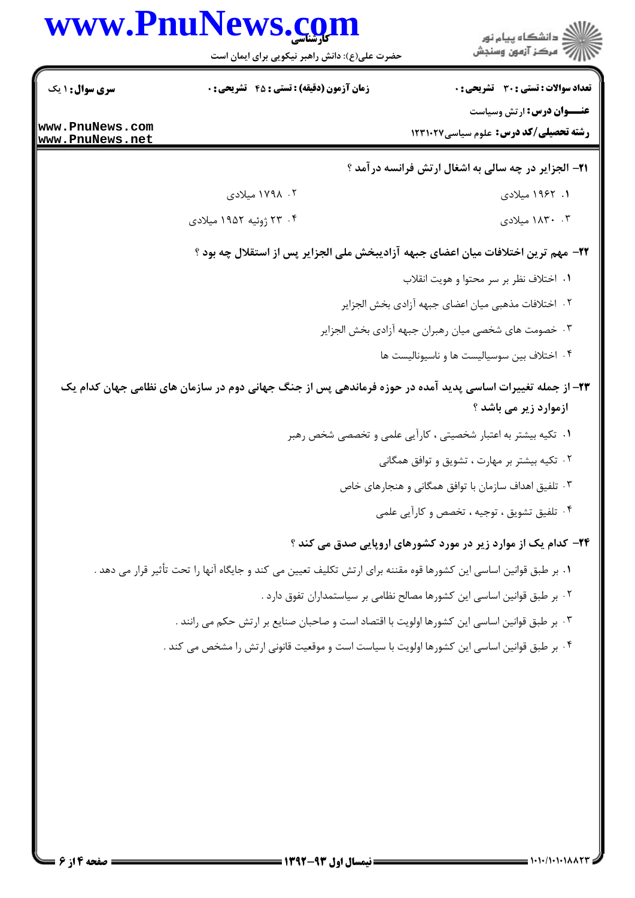**۲۱- الجزایر در چه سالی به اشغال ارتش فرانسه درآمد ؟**

۱. ۱۹۶۲ میلادی

۲. ۱۷۹۸ میلادی

۳. ۱۸۳۰ میلادی

۴. ۲۳ ژوئیه ۱۹۵۲ میلادی

**۲۲- مهم ترین اختلافات میان اعضای جبهه آزادیبخش ملی الجزایر پس از استقلال چه بود ؟**

۱. اختلاف نظر بر سر محتوا و هویت انقلاب

۲. اختلافات مذهبی میان اعضای جبهه آزادی بخش الجزایر

۳. خصومت های شخصی میان رهبران جبهه آزادی بخش الجزایر

۴. اختلاف بین سوسیالیست ها و ناسیونالیست ها

**۲۳- از جمله تغییرات اساسی پدید آمده در حوزه فرماندهی پس از جنگ جهانی دوم در سازمان های نظامی جهان کدام یک ازموارد زیر می باشد ؟**

۱. تکیه بیشتر به اعتبار شخصیتی ، کارآیی علمی و تخصصی شخص رهبر

۲. تکیه بیشتر بر مهارت ، تشویق و توافق همگانی

۳. تلفیق اهداف سازمان با توافق همگانی و هنجارهای خاص

۴. تلفیق تشویق ، توجیه ، تخصص و کارآیی علمی

**۲۴- کدام یک از موارد زیر در مورد کشورهای اروپایی صدق می کند ؟**

۱. بر طبق قوانین اساسی این کشورها قوه مقننه برای ارتش تکلیف تعیین می کند و جایگاه آنها را تحت تأثیر قرار می دهد .

۲. بر طبق قوانین اساسی این کشورها مصالح نظامی بر سیاستمداران تفوق دارد .

۳. بر طبق قوانین اساسی این کشورها اولویت با اقتصاد است و صاحبان صنایع بر ارتش حکم می رانند .

۴. بر طبق قوانین اساسی این کشورها اولویت با سیاست است و موقعیت قانونی ارتش را مشخص می کند .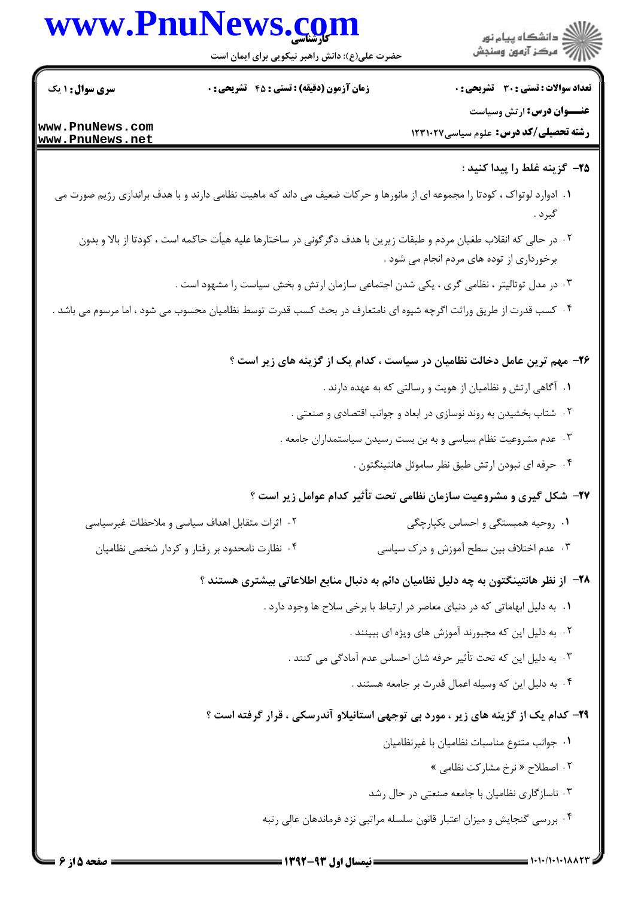**۲۵- گزینه غلط را پیدا کنید :**

۱. ادوارد لوتواک ، کودتا را مجموعه ای از مانورها و حرکات ضعیف می داند که ماهیت نظامی دارند و با هدف براندازی رژیم صورت می گیرد .

۲. در حالی که انقلاب طغیان مردم و طبقات زیرین با هدف دگرگونی در ساختارها علیه هیأت حاکمه است ، کودتا از بالا و بدون برخورداری از توده های مردم انجام می شود .

۳. در مدل توتالیتر ، نظامی گری ، یکی شدن اجتماعی سازمان ارتش و بخش سیاست را مشهود است .

۴. کسب قدرت از طریق وراثت اگرچه شیوه ای نامتعارف در بحث کسب قدرت توسط نظامیان محسوب می شود ، اما مرسوم می باشد .

**۲۶- مهم ترین عامل دخالت نظامیان در سیاست ، کدام یک از گزینه های زیر است ؟**

۱. آگاهی ارتش و نظامیان از هویت و رسالتی که به عهده دارند .

۲. شتاب بخشیدن به روند نوسازی در ابعاد و جوانب اقتصادی و صنعتی .

۳. عدم مشروعیت نظام سیاسی و به بن بست رسیدن سیاستمداران جامعه .

۴. حرفه ای نبودن ارتش طبق نظر ساموئل هانتینگتون .

**۲۷- شکل گیری و مشروعیت سازمان نظامی تحت تأثیر کدام عوامل زیر است ؟**

۱. روحیه همبستگی و احساس یکپارچگی

۲. اثرات متقابل اهداف سیاسی و ملاحظات غیرسیاسی

۳. عدم اختلاف بین سطح آموزش و درک سیاسی

۴. نظارت نامحدود بر رفتار و کردار شخصی نظامیان

**۲۸- از نظر هانتینگتون به چه دلیل نظامیان دائم به دنبال منابع اطلاعاتی بیشتری هستند ؟**

۱. به دلیل ابهاماتی که در دنیای معاصر در ارتباط با برخی سلاح ها وجود دارد .

۲. به دلیل این که مجبورند آموزش های ویژه ای ببینند .

۳. به دلیل این که تحت تأثیر حرفه شان احساس عدم آمادگی می کنند .

۴. به دلیل این که وسیله اعمال قدرت بر جامعه هستند .

**۲۹- کدام یک از گزینه های زیر ، مورد بی توجهی استانیلاو آندرسکی ، قرار گرفته است ؟**

۱. جوانب متنوع مناسبات نظامیان با غیرنظامیان

۲. اصطلاح « نرخ مشارکت نظامی »

۳. ناسازگاری نظامیان با جامعه صنعتی در حال رشد

۴. بررسی گنجایش و میزان اعتبار قانون سلسله مراتبی نزد فرماندهان عالی رتبه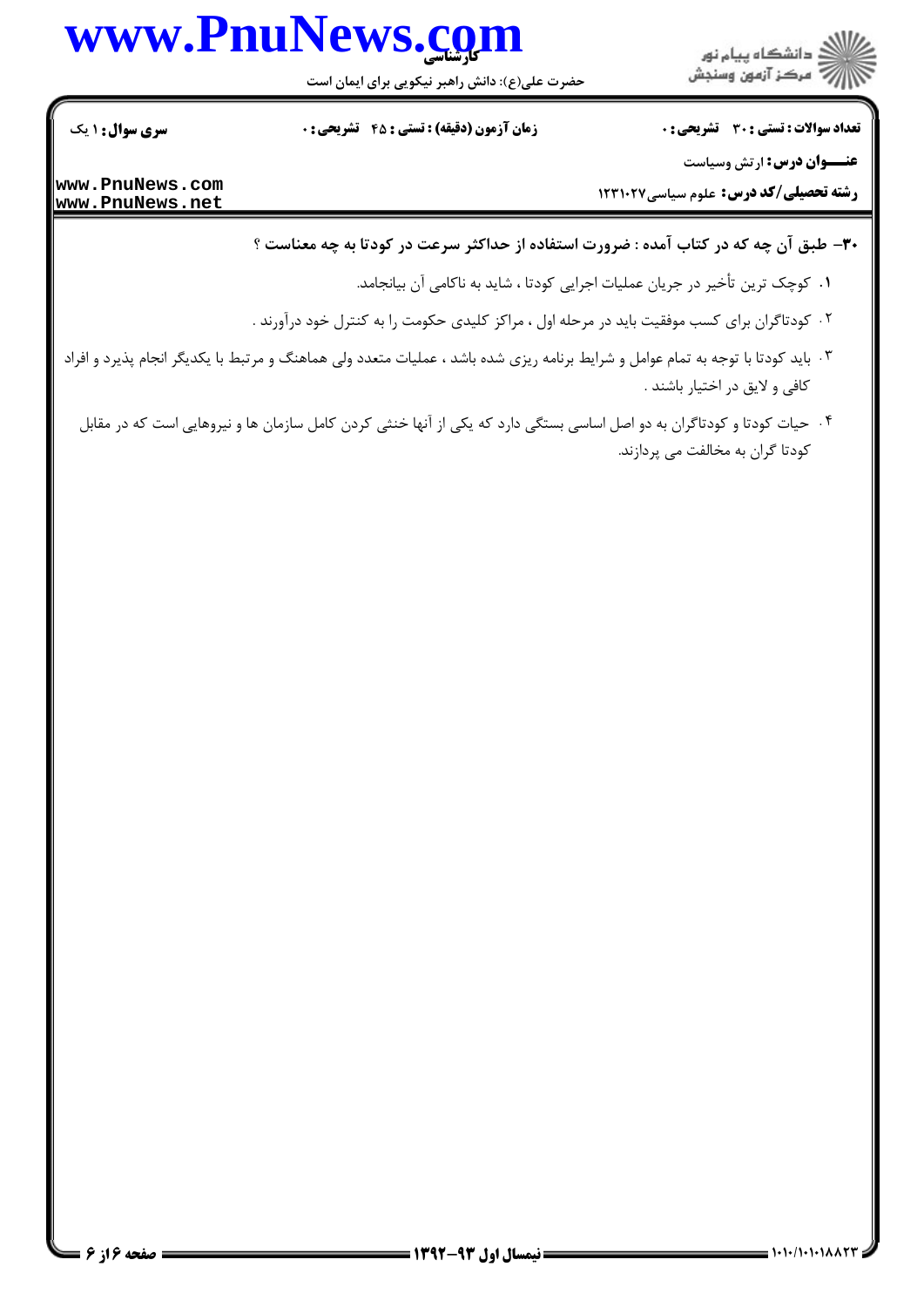**۳۰- طبق آن چه که در کتاب آمده : ضرورت استفاده از حداکثر سرعت در کودتا به چه معناست ؟**

۱. کوچک ترین تأخیر در جریان عملیات اجرایی کودتا ، شاید به ناکامی آن بیانجامد.

۲. کودتاگران برای کسب موفقیت باید در مرحله اول ، مراکز کلیدی حکومت را به کنترل خود درآورند .

۳. باید کودتا با توجه به تمام عوامل و شرایط برنامه ریزی شده باشد ، عملیات متعدد ولی هماهنگ و مرتبط با یکدیگر انجام پذیرد و افراد کافی و لایق در اختیار باشند .

۴. حیات کودتا و کودتاگران به دو اصل اساسی بستگی دارد که یکی از آنها خنثی کردن کامل سازمان ها و نیروهایی است که در مقابل کودتا گران به مخالفت می پردازند.